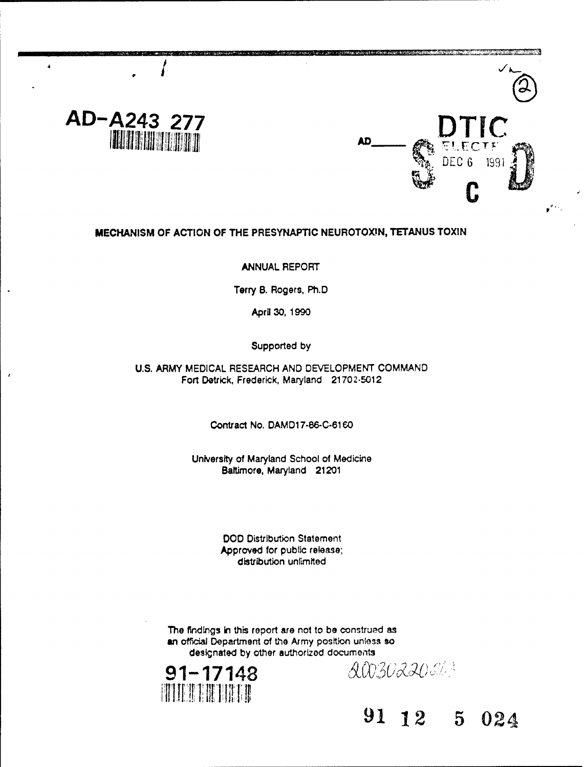AD-A243 277

AD\_\_\_\_\_\_

DTIC
ELECTE
DEC 6 1991
S C D

# MECHANISM OF ACTION OF THE PRESYNAPTIC NEUROTOXIN, TETANUS TOXIN

ANNUAL REPORT

Terry B. Rogers, Ph.D

April 30, 1990

Supported by

U.S. ARMY MEDICAL RESEARCH AND DEVELOPMENT COMMAND
Fort Detrick, Frederick, Maryland 21702-5012

Contract No. DAMD17-86-C-6160

University of Maryland School of Medicine
Baltimore, Maryland 21201

DOD Distribution Statement
Approved for public release;
distribution unlimited

The findings in this report are not to be construed as an official Department of the Army position unless so designated by other authorized documents

91-17148

91 12 5 024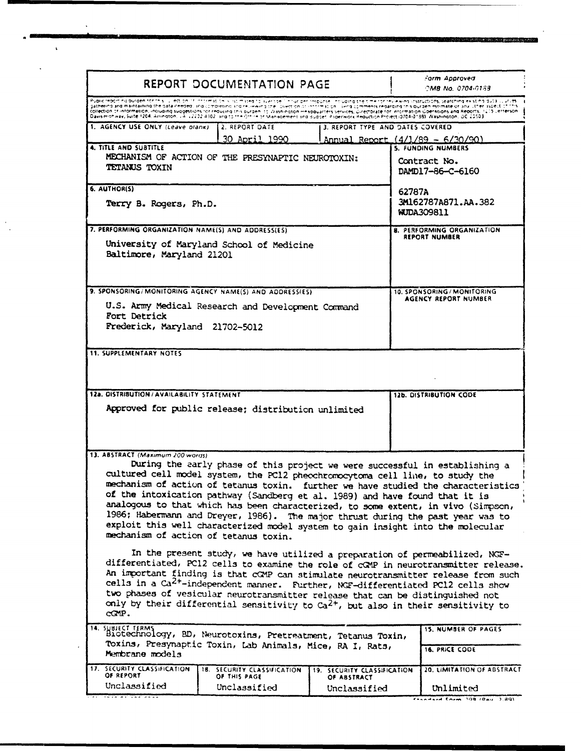# REPORT DOCUMENTATION PAGE

Form Approved
OMB No. 0704-0188

Public reporting burden for this collection of information is estimated to average 1 hour per response, including the time for reviewing instructions, searching existing data sources, gathering and maintaining the data needed, and completing and reviewing the collection of information. Send comments regarding this burden estimate or any other aspect of this collection of information, including suggestions for reducing this burden, to Washington Headquarters Services, Directorate for Information Operations and Reports, 1215 Jefferson Davis Highway, Suite 1204, Arlington, VA 22202-4302, and to the Office of Management and Budget, Paperwork Reduction Project (0704-0188), Washington, DC 20503.

| 1. AGENCY USE ONLY (Leave blank) | 2. REPORT DATE | 3. REPORT TYPE AND DATES COVERED |
|---|---|---|
| | 30 April 1990 | Annual Report (4/1/89 - 6/30/90) |

**4. TITLE AND SUBTITLE**
MECHANISM OF ACTION OF THE PRESYNAPTIC NEUROTOXIN: TETANUS TOXIN

**5. FUNDING NUMBERS**
Contract No. DAMD17-86-C-6160

62787A
3M162787A871.AA.382
WUDA309811

**6. AUTHOR(S)**
Terry B. Rogers, Ph.D.

**7. PERFORMING ORGANIZATION NAME(S) AND ADDRESS(ES)**
University of Maryland School of Medicine
Baltimore, Maryland 21201

**8. PERFORMING ORGANIZATION REPORT NUMBER**

**9. SPONSORING/MONITORING AGENCY NAME(S) AND ADDRESS(ES)**
U.S. Army Medical Research and Development Command
Fort Detrick
Frederick, Maryland 21702-5012

**10. SPONSORING/MONITORING AGENCY REPORT NUMBER**

**11. SUPPLEMENTARY NOTES**

**12a. DISTRIBUTION/AVAILABILITY STATEMENT**
Approved for public release; distribution unlimited

**12b. DISTRIBUTION CODE**

**13. ABSTRACT (Maximum 200 words)**

During the early phase of this project we were successful in establishing a cultured cell model system, the PC12 pheochromocytoma cell line, to study the mechanism of action of tetanus toxin. further we have studied the characteristics of the intoxication pathway (Sandberg et al. 1989) and have found that it is analogous to that which has been characterized, to some extent, in vivo (Simpson, 1986; Habermann and Dreyer, 1986). The major thrust during the past year was to exploit this well characterized model system to gain insight into the molecular mechanism of action of tetanus toxin.

In the present study, we have utilized a preparation of permeabilized, NGF-differentiated, PC12 cells to examine the role of cGMP in neurotransmitter release. An important finding is that cGMP can stimulate neurotransmitter release from such cells in a $Ca^{2+}$-independent manner. Further, NGF-differentiated PC12 cells show two phases of vesicular neurotransmitter release that can be distinguished not only by their differential sensitivity to $Ca^{2+}$, but also in their sensitivity to cGMP.

**14. SUBJECT TERMS**
Biotechnology, BD, Neurotoxins, Pretreatment, Tetanus Toxin, Toxins, Presynaptic Toxin, Lab Animals, Mice, RA I, Rats, Membrane models

**15. NUMBER OF PAGES**

**16. PRICE CODE**

| 17. SECURITY CLASSIFICATION OF REPORT | 18. SECURITY CLASSIFICATION OF THIS PAGE | 19. SECURITY CLASSIFICATION OF ABSTRACT | 20. LIMITATION OF ABSTRACT |
|---|---|---|---|
| Unclassified | Unclassified | Unclassified | Unlimited |

Standard Form 298 (Rev. 2-89)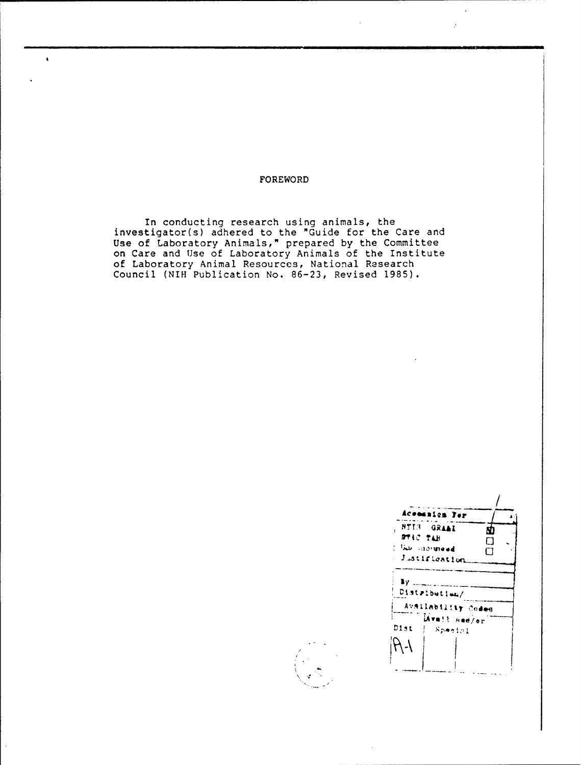# FOREWORD

In conducting research using animals, the investigator(s) adhered to the "Guide for the Care and Use of Laboratory Animals," prepared by the Committee on Care and Use of Laboratory Animals of the Institute of Laboratory Animal Resources, National Research Council (NIH Publication No. 86-23, Revised 1985).

| Accession For | |
|---|---|
| NTIS GRA&I | ☒ |
| DTIC TAB | ☐ |
| Unannounced | ☐ |
| Justification | |
| By | |
| Distribution/ | |
| Availability Codes | |
| Dist | Avail and/or Special |
| A-1 | |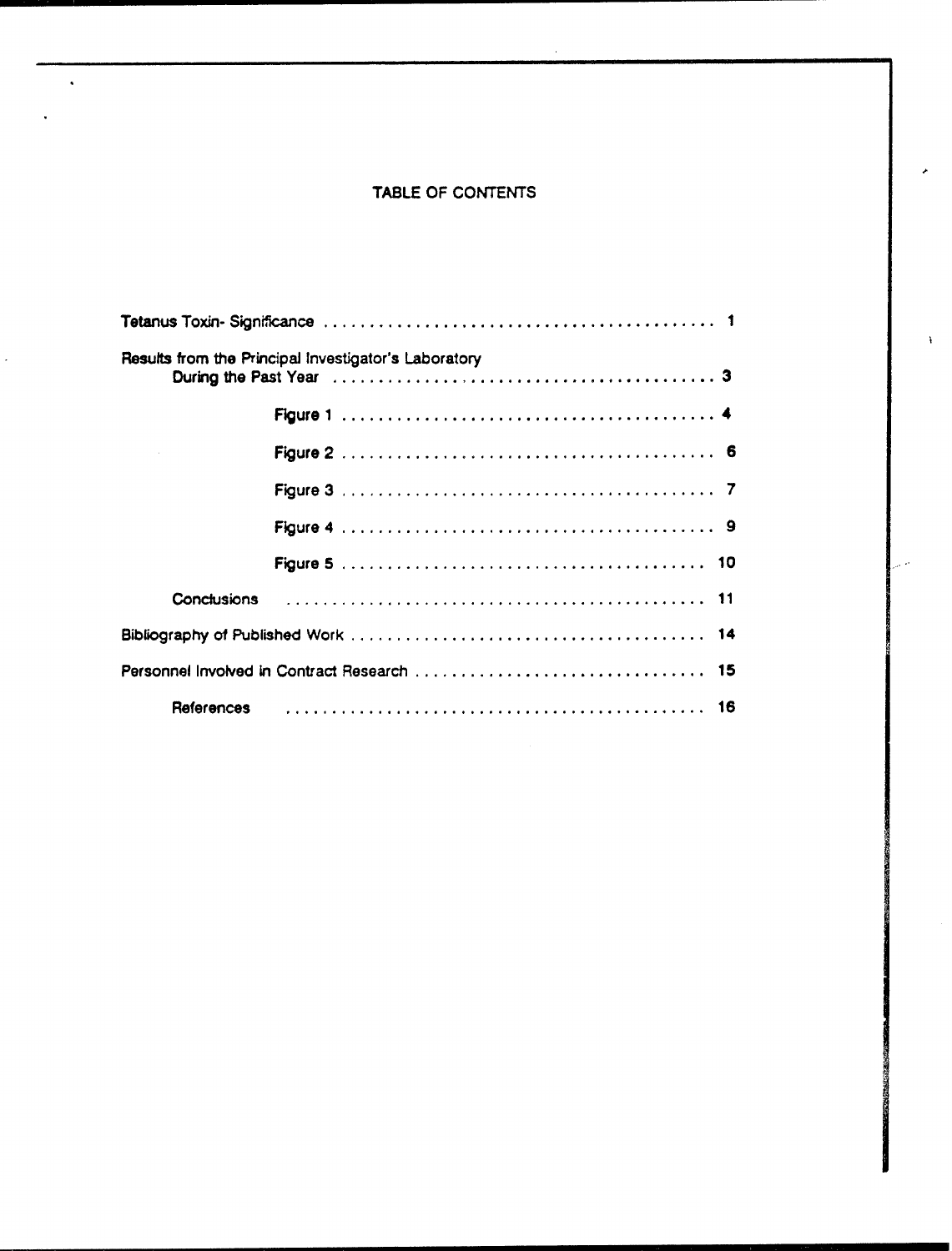# TABLE OF CONTENTS

| | |
|---|---|
| Tetanus Toxin- Significance | 1 |
| Results from the Principal Investigator's Laboratory During the Past Year | 3 |
| Figure 1 | 4 |
| Figure 2 | 6 |
| Figure 3 | 7 |
| Figure 4 | 9 |
| Figure 5 | 10 |
| Conclusions | 11 |
| Bibliography of Published Work | 14 |
| Personnel Involved in Contract Research | 15 |
| References | 16 |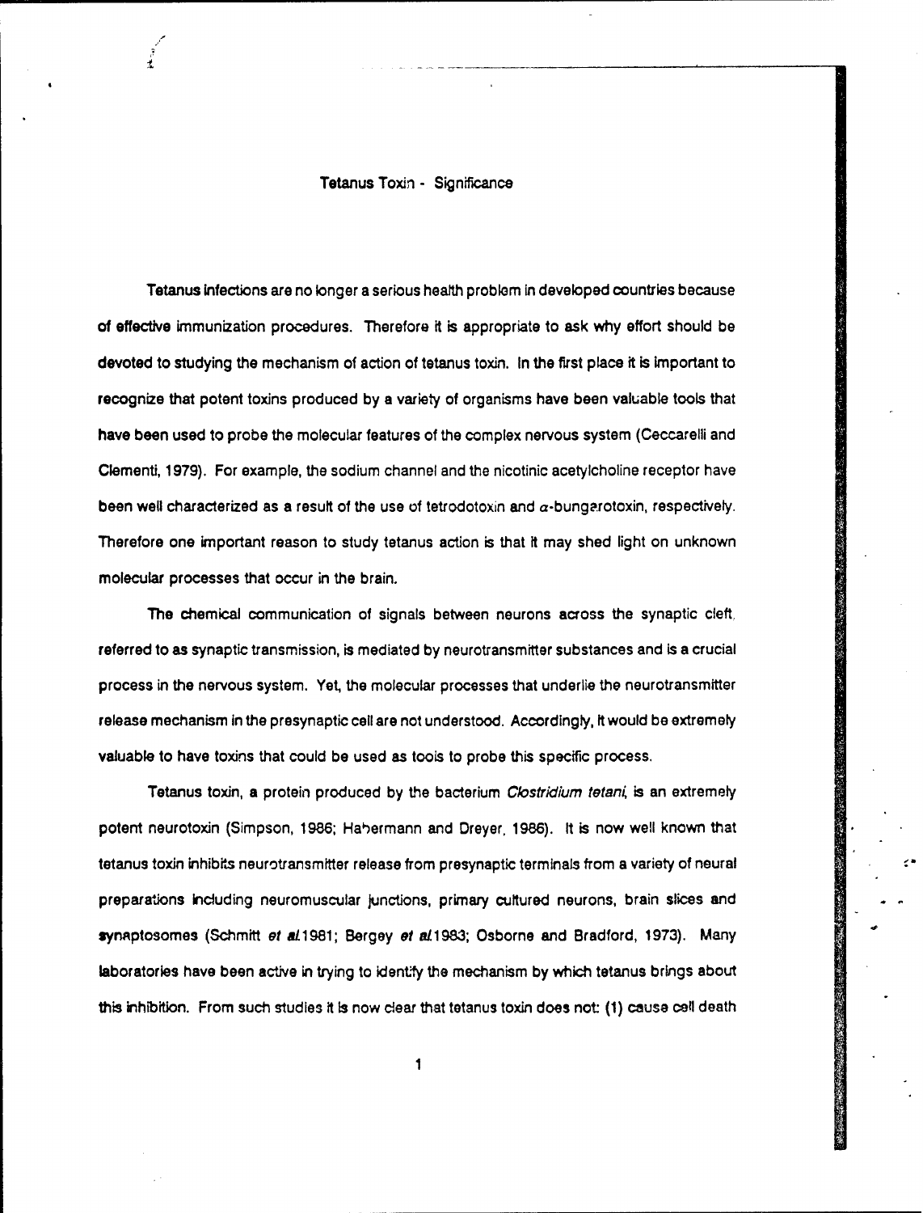# Tetanus Toxin - Significance

Tetanus infections are no longer a serious health problem in developed countries because of effective immunization procedures. Therefore it is appropriate to ask why effort should be devoted to studying the mechanism of action of tetanus toxin. In the first place it is important to recognize that potent toxins produced by a variety of organisms have been valuable tools that have been used to probe the molecular features of the complex nervous system (Ceccarelli and Clementi, 1979). For example, the sodium channel and the nicotinic acetylcholine receptor have been well characterized as a result of the use of tetrodotoxin and $\alpha$-bungarotoxin, respectively. Therefore one important reason to study tetanus action is that it may shed light on unknown molecular processes that occur in the brain.

The chemical communication of signals between neurons across the synaptic cleft, referred to as synaptic transmission, is mediated by neurotransmitter substances and is a crucial process in the nervous system. Yet, the molecular processes that underlie the neurotransmitter release mechanism in the presynaptic cell are not understood. Accordingly, it would be extremely valuable to have toxins that could be used as tools to probe this specific process.

Tetanus toxin, a protein produced by the bacterium *Clostridium tetani*, is an extremely potent neurotoxin (Simpson, 1986; Habermann and Dreyer, 1986). It is now well known that tetanus toxin inhibits neurotransmitter release from presynaptic terminals from a variety of neural preparations including neuromuscular junctions, primary cultured neurons, brain slices and synaptosomes (Schmitt *et al.* 1981; Bergey *et al.* 1983; Osborne and Bradford, 1973). Many laboratories have been active in trying to identify the mechanism by which tetanus brings about this inhibition. From such studies it is now clear that tetanus toxin does not: (1) cause cell death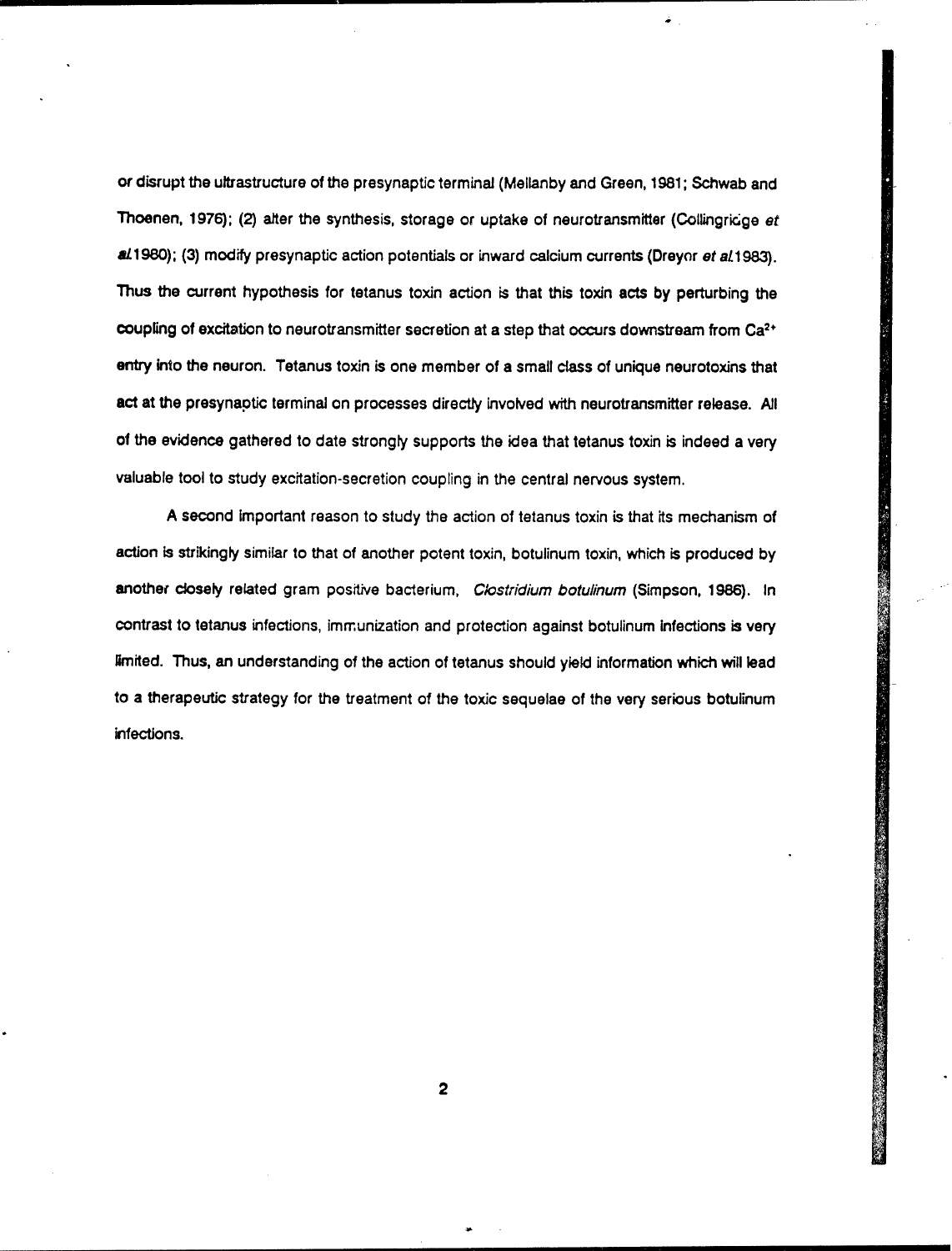or disrupt the ultrastructure of the presynaptic terminal (Mellanby and Green, 1981; Schwab and Thoenen, 1976); (2) alter the synthesis, storage or uptake of neurotransmitter (Collingridge *et al.*1980); (3) modify presynaptic action potentials or inward calcium currents (Dreyer *et al.*1983). Thus the current hypothesis for tetanus toxin action is that this toxin acts by perturbing the coupling of excitation to neurotransmitter secretion at a step that occurs downstream from $Ca^{2+}$ entry into the neuron. Tetanus toxin is one member of a small class of unique neurotoxins that act at the presynaptic terminal on processes directly involved with neurotransmitter release. All of the evidence gathered to date strongly supports the idea that tetanus toxin is indeed a very valuable tool to study excitation-secretion coupling in the central nervous system.

A second important reason to study the action of tetanus toxin is that its mechanism of action is strikingly similar to that of another potent toxin, botulinum toxin, which is produced by another closely related gram positive bacterium, *Clostridium botulinum* (Simpson, 1986). In contrast to tetanus infections, immunization and protection against botulinum infections is very limited. Thus, an understanding of the action of tetanus should yield information which will lead to a therapeutic strategy for the treatment of the toxic sequelae of the very serious botulinum infections.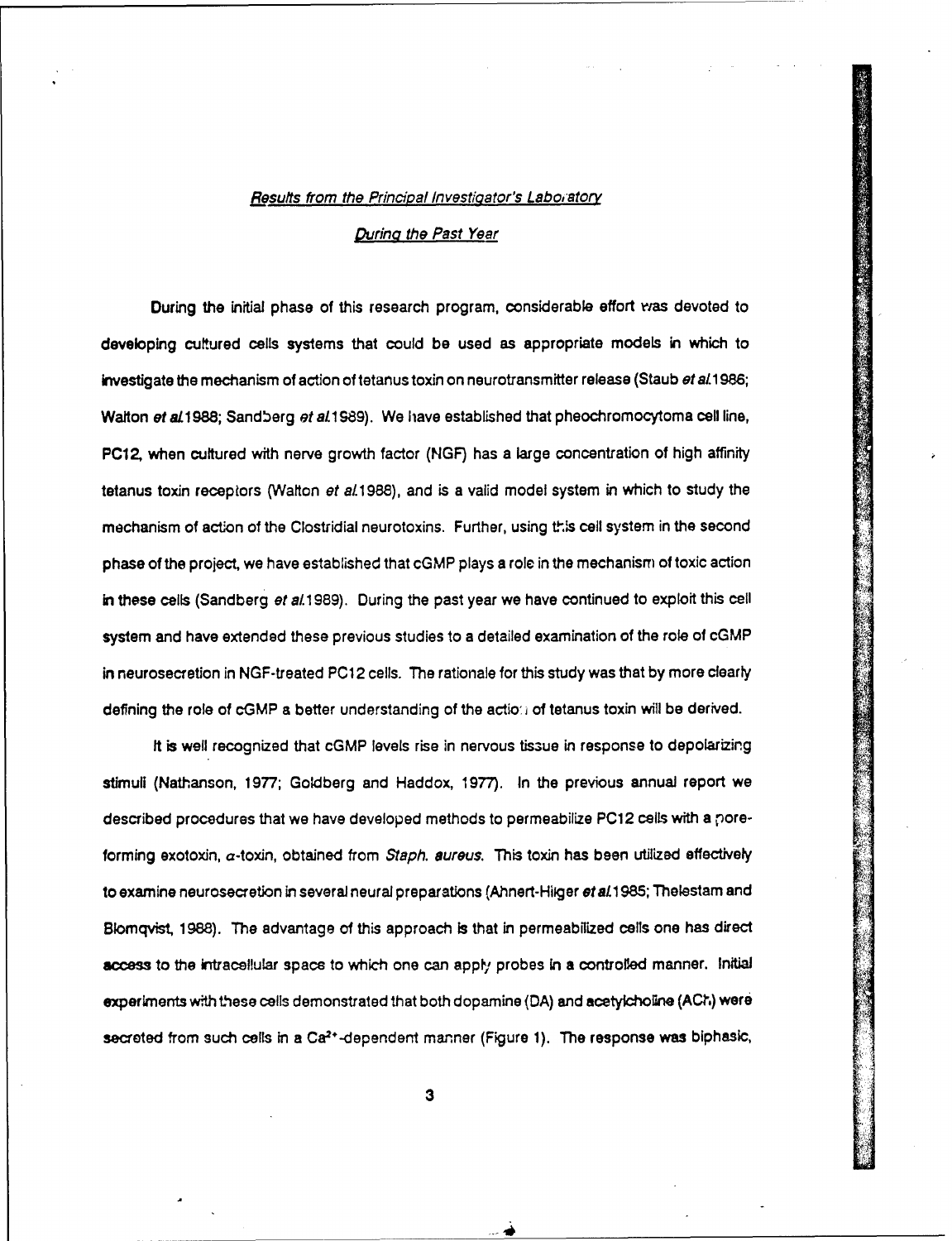*Results from the Principal Investigator's Laboratory*

*During the Past Year*

During the initial phase of this research program, considerable effort was devoted to developing cultured cells systems that could be used as appropriate models in which to investigate the mechanism of action of tetanus toxin on neurotransmitter release (Staub *et al.* 1986; Walton *et al.* 1988; Sandberg *et al.* 1989). We have established that pheochromocytoma cell line, PC12, when cultured with nerve growth factor (NGF) has a large concentration of high affinity tetanus toxin receptors (Walton *et al.* 1988), and is a valid model system in which to study the mechanism of action of the Clostridial neurotoxins. Further, using this cell system in the second phase of the project, we have established that cGMP plays a role in the mechanism of toxic action in these cells (Sandberg *et al.* 1989). During the past year we have continued to exploit this cell system and have extended these previous studies to a detailed examination of the role of cGMP in neurosecretion in NGF-treated PC12 cells. The rationale for this study was that by more clearly defining the role of cGMP a better understanding of the action of tetanus toxin will be derived.

It is well recognized that cGMP levels rise in nervous tissue in response to depolarizing stimuli (Nathanson, 1977; Goldberg and Haddox, 1977). In the previous annual report we described procedures that we have developed methods to permeabilize PC12 cells with a pore-forming exotoxin, $\alpha$-toxin, obtained from *Staph. aureus*. This toxin has been utilized effectively to examine neurosecretion in several neural preparations (Ahnert-Hilger *et al.* 1985; Thelestam and Blomqvist, 1988). The advantage of this approach is that in permeabilized cells one has direct access to the intracellular space to which one can apply probes in a controlled manner. Initial experiments with these cells demonstrated that both dopamine (DA) and acetylcholine (ACh) were secreted from such cells in a $Ca^{2+}$-dependent manner (Figure 1). The response was biphasic,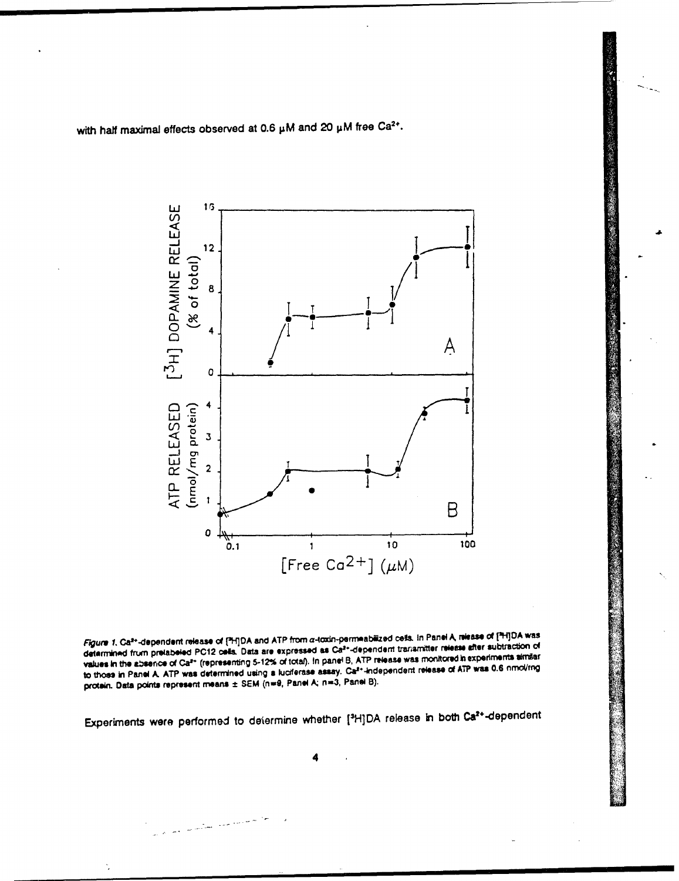with half maximal effects observed at 0.6 μM and 20 μM free $Ca^{2+}$.

*Figure 1.* $Ca^{2+}$-dependent release of [$^3$H]DA and ATP from α-toxin-permeabilized cells. In Panel A, release of [$^3$H]DA was determined from prelabeled PC12 cells. Data are expressed as $Ca^{2+}$-dependent transmitter release after subtraction of values in the absence of $Ca^{2+}$ (representing 5-12% of total). In panel B, ATP release was monitored in experiments similar to those in Panel A. ATP was determined using a luciferase assay. $Ca^{2+}$-independent release of ATP was 0.6 nmol/mg protein. Data points represent means ± SEM (n=9, Panel A; n=3, Panel B).

Experiments were performed to determine whether [$^3$H]DA release in both $Ca^{2+}$-dependent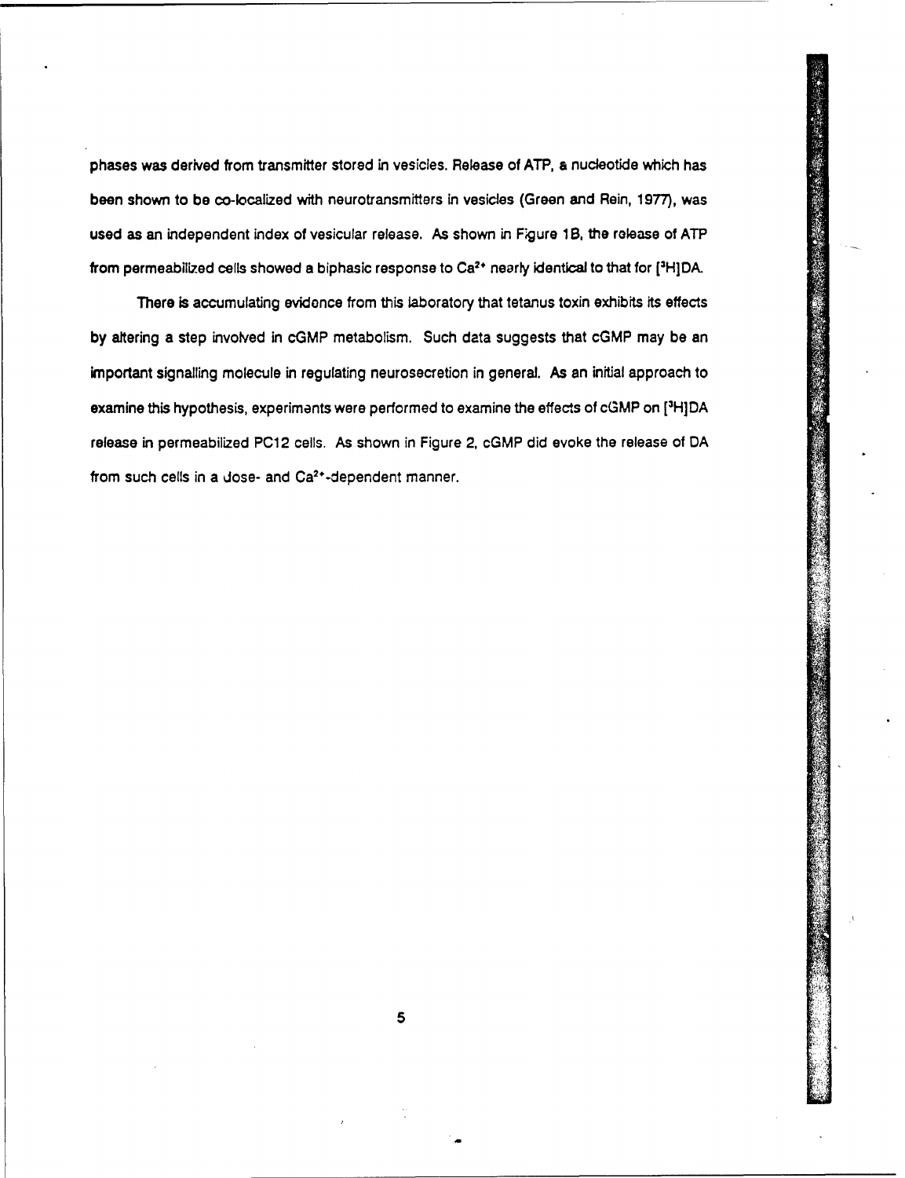phases was derived from transmitter stored in vesicles. Release of ATP, a nucleotide which has been shown to be co-localized with neurotransmitters in vesicles (Green and Rein, 1977), was used as an independent index of vesicular release. As shown in Figure 1B, the release of ATP from permeabilized cells showed a biphasic response to $Ca^{2+}$ nearly identical to that for $[^3H]$DA.

There is accumulating evidence from this laboratory that tetanus toxin exhibits its effects by altering a step involved in cGMP metabolism. Such data suggests that cGMP may be an important signalling molecule in regulating neurosecretion in general. As an initial approach to examine this hypothesis, experiments were performed to examine the effects of cGMP on $[^3H]$DA release in permeabilized PC12 cells. As shown in Figure 2, cGMP did evoke the release of DA from such cells in a dose- and $Ca^{2+}$-dependent manner.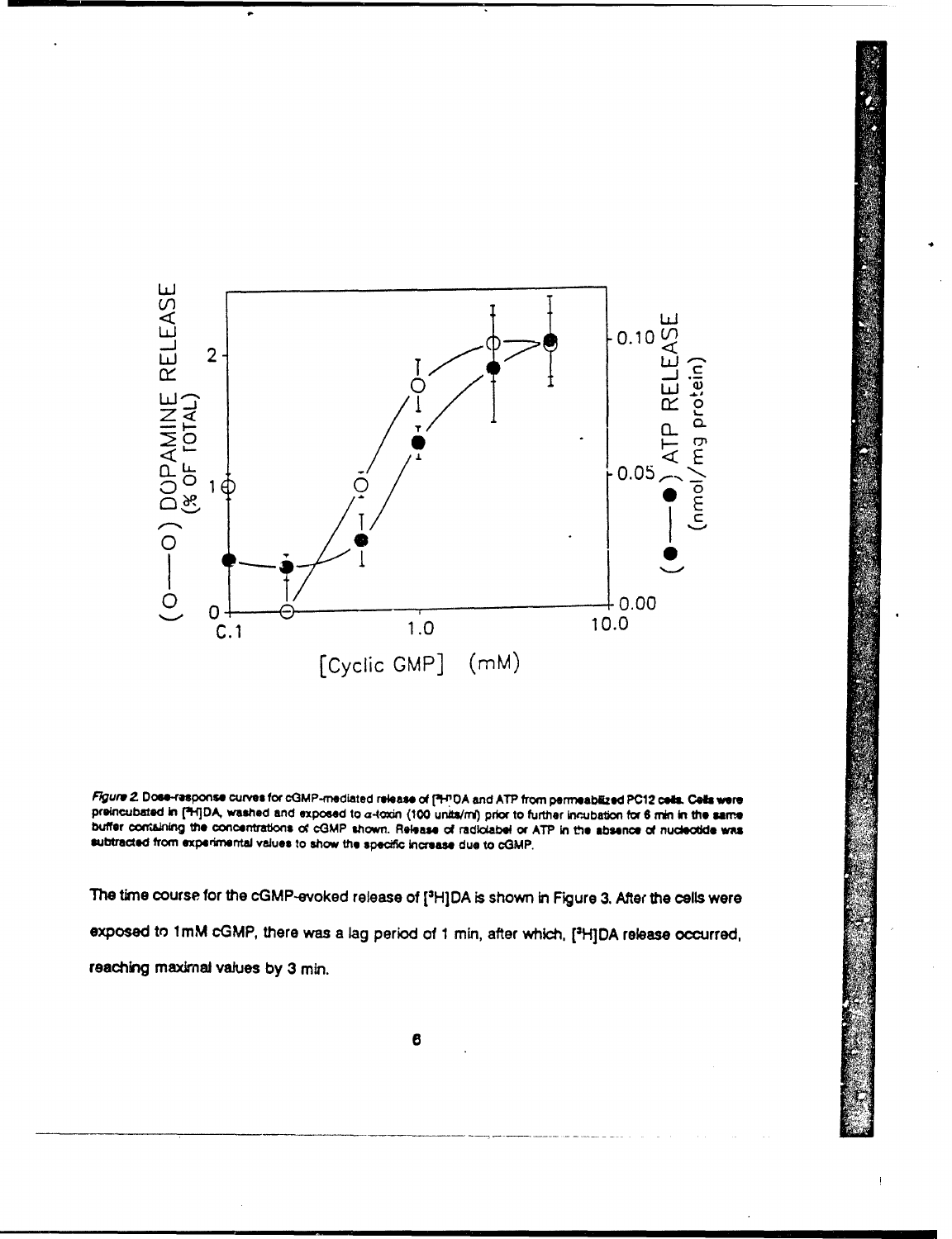*Figure 2.* Dose-response curves for cGMP-mediated release of [$^3$H]DA and ATP from permeabilized PC12 cells. Cells were preincubated in [$^3$H]DA, washed and exposed to $\alpha$-toxin (100 units/ml) prior to further incubation for 6 min in the same buffer containing the concentrations of cGMP shown. Release of radiolabel or ATP in the absence of nucleotide was subtracted from experimental values to show the specific increase due to cGMP.

The time course for the cGMP-evoked release of [$^3$H]DA is shown in Figure 3. After the cells were exposed to 1mM cGMP, there was a lag period of 1 min, after which, [$^3$H]DA release occurred, reaching maximal values by 3 min.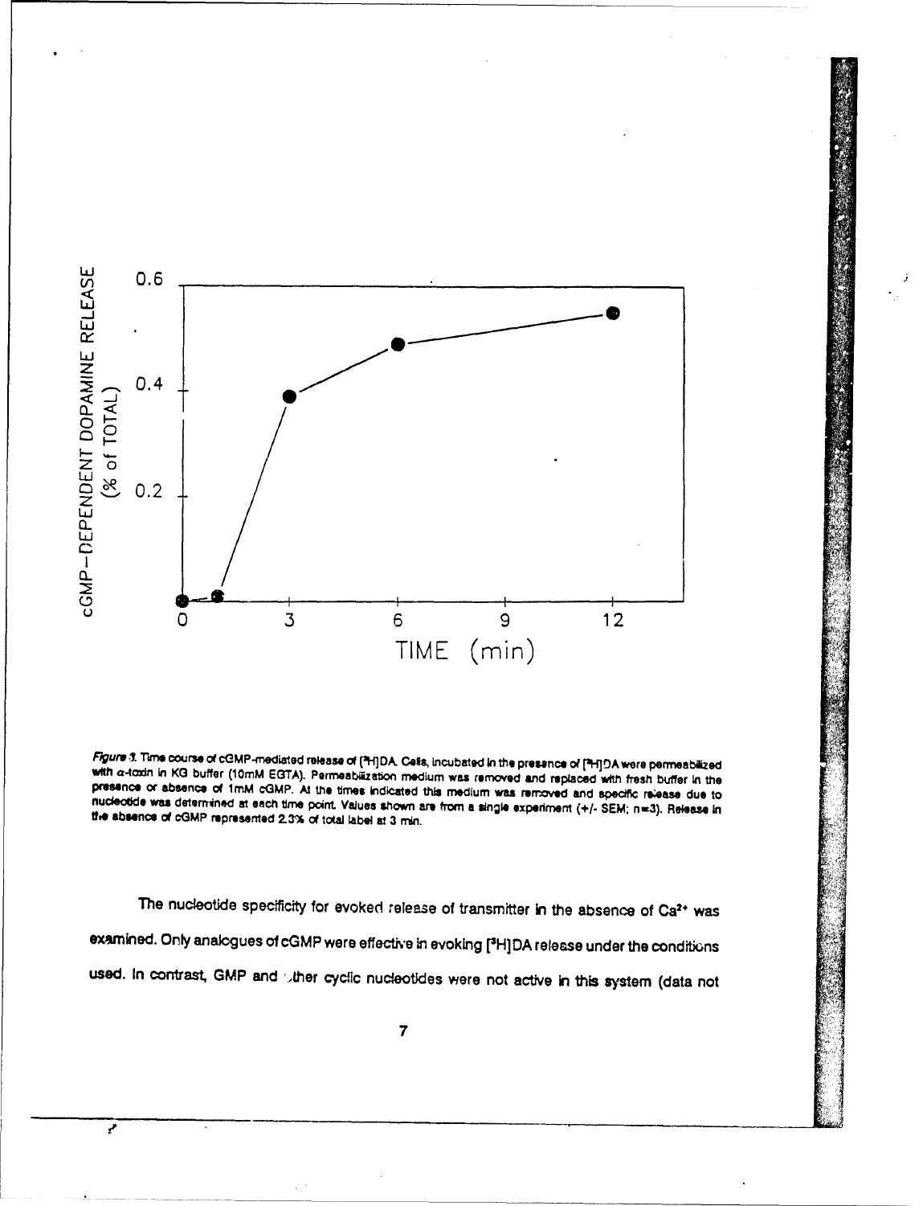*Figure 3.* Time course of cGMP-mediated release of [$^3$H]DA. Cells, incubated in the presence of [$^3$H]DA were permeabilized with α-toxin in KG buffer (10mM EGTA). Permeabilization medium was removed and replaced with fresh buffer in the presence or absence of 1mM cGMP. At the times indicated this medium was removed and specific release due to nucleotide was determined at each time point. Values shown are from a single experiment (+/- SEM; n=3). Release in the absence of cGMP represented 2.3% of total label at 3 min.

The nucleotide specificity for evoked release of transmitter in the absence of $Ca^{2+}$ was examined. Only analogues of cGMP were effective in evoking [$^3$H]DA release under the conditions used. In contrast, GMP and other cyclic nucleotides were not active in this system (data not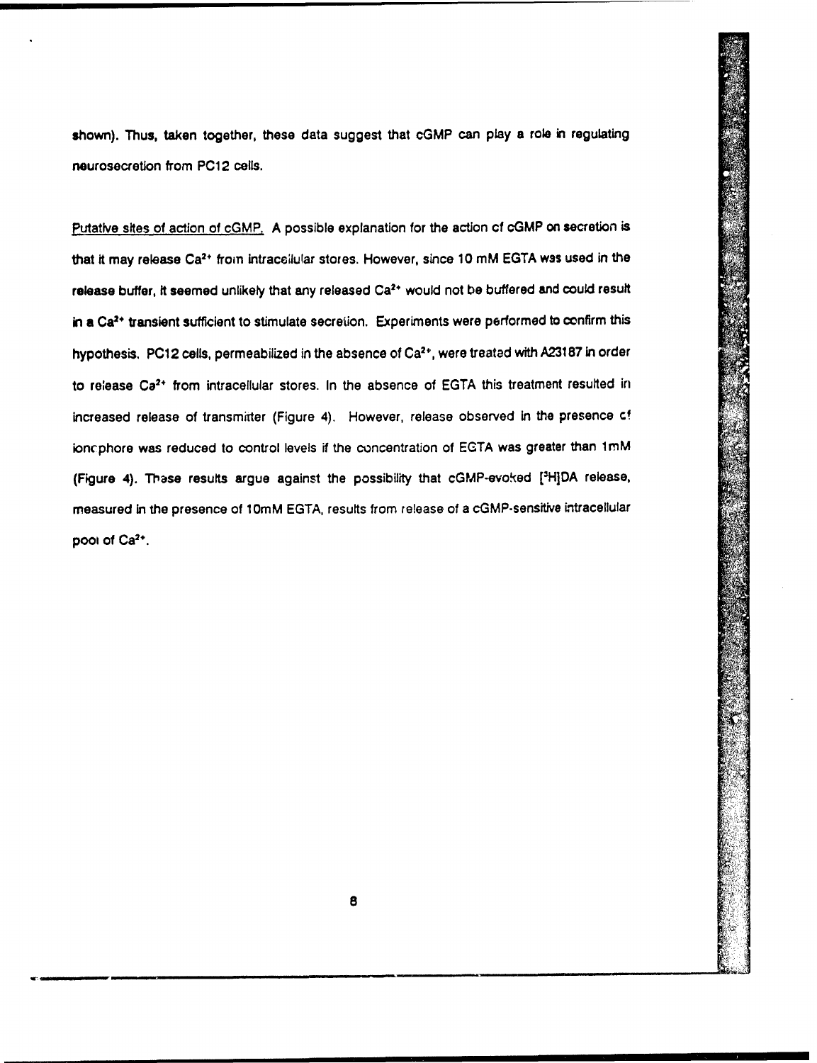shown). Thus, taken together, these data suggest that cGMP can play a role in regulating neurosecretion from PC12 cells.

Putative sites of action of cGMP. A possible explanation for the action of cGMP on secretion is that it may release $Ca^{2+}$ from intracellular stores. However, since 10 mM EGTA was used in the release buffer, it seemed unlikely that any released $Ca^{2+}$ would not be buffered and could result in a $Ca^{2+}$ transient sufficient to stimulate secretion. Experiments were performed to confirm this hypothesis. PC12 cells, permeabilized in the absence of $Ca^{2+}$, were treated with A23187 in order to release $Ca^{2+}$ from intracellular stores. In the absence of EGTA this treatment resulted in increased release of transmitter (Figure 4). However, release observed in the presence of ionophore was reduced to control levels if the concentration of EGTA was greater than 1mM (Figure 4). These results argue against the possibility that cGMP-evoked [$^3$H]DA release, measured in the presence of 10mM EGTA, results from release of a cGMP-sensitive intracellular pool of $Ca^{2+}$.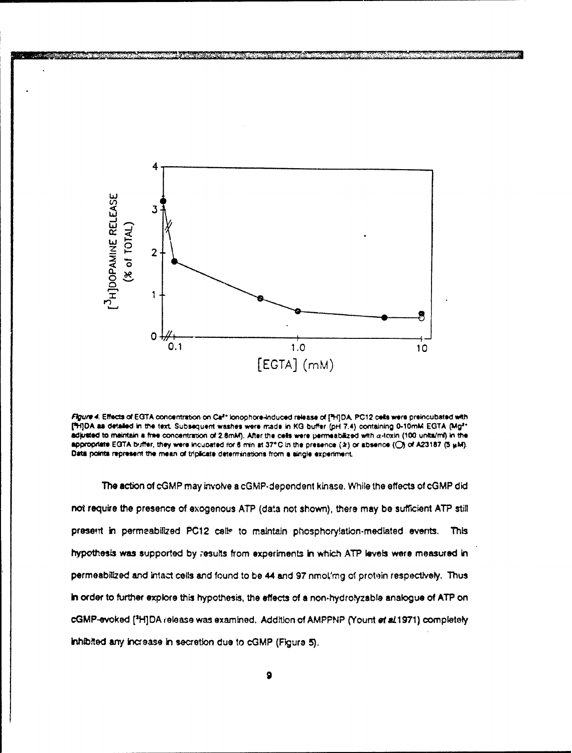*Figure 4.* Effects of EGTA concentration on $Ca^{2+}$ ionophore-induced release of [$^3$H]DA. PC12 cells were preincubated with [$^3$H]DA as detailed in the text. Subsequent washes were made in KG buffer (pH 7.4) containing 0-10mM EGTA ($Mg^{2+}$ adjusted to maintain a free concentration of 2.8mM). After the cells were permeabilized with $\alpha$-toxin (100 units/ml) in the appropriate EGTA buffer, they were incubated for 6 min at 37°C in the presence (●) or absence (○) of A23187 (5 µM). Data points represent the mean of triplicate determinations from a single experiment.

The action of cGMP may involve a cGMP-dependent kinase. While the effects of cGMP did not require the presence of exogenous ATP (data not shown), there may be sufficient ATP still present in permeabilized PC12 cells to maintain phosphorylation-mediated events. This hypothesis was supported by results from experiments in which ATP levels were measured in permeabilized and intact cells and found to be 44 and 97 nmol/mg of protein respectively. Thus in order to further explore this hypothesis, the effects of a non-hydrolyzable analogue of ATP on cGMP-evoked [$^3$H]DA release was examined. Addition of AMPPNP (Yount *et al.* 1971) completely inhibited any increase in secretion due to cGMP (Figure 5).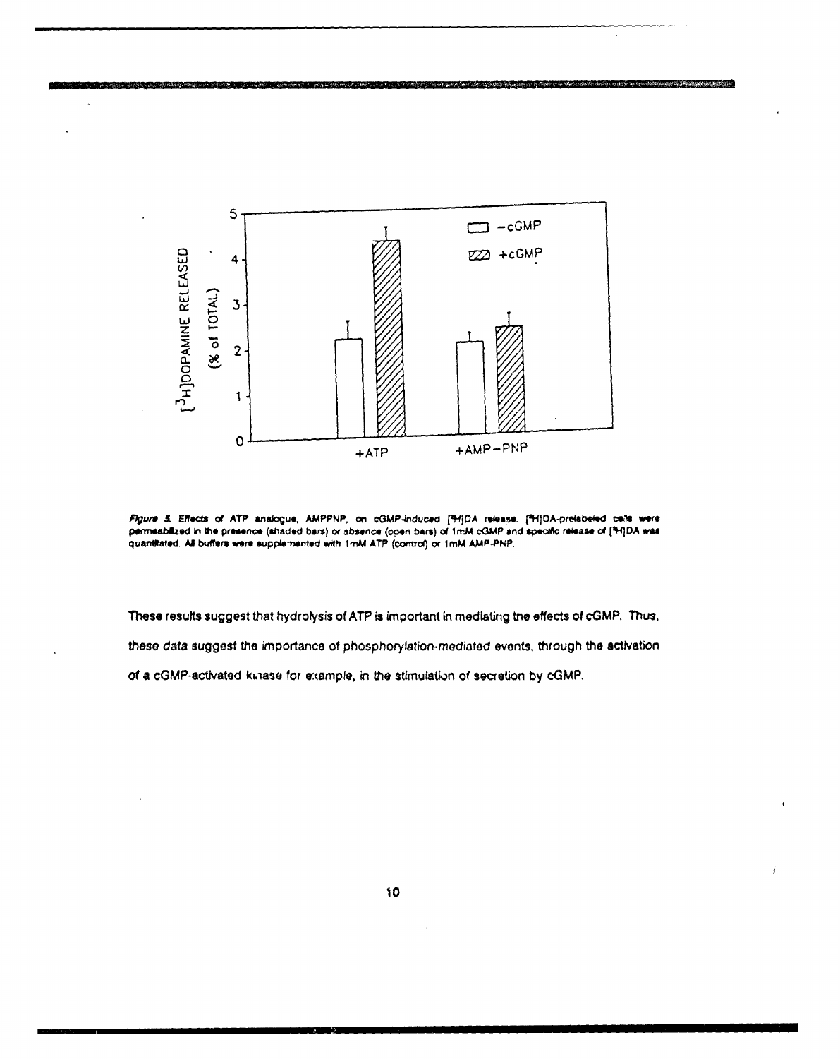*Figure 5.* Effects of ATP analogue, AMPPNP, on cGMP-induced [$^3$H]DA release. [$^3$H]DA-prelabeled cells were permeabilized in the presence (shaded bars) or absence (open bars) of 1mM cGMP and specific release of [$^3$H]DA was quantitated. All buffers were supplemented with 1mM ATP (control) or 1mM AMP-PNP.

These results suggest that hydrolysis of ATP is important in mediating the effects of cGMP. Thus, these data suggest the importance of phosphorylation-mediated events, through the activation of a cGMP-activated kinase for example, in the stimulation of secretion by cGMP.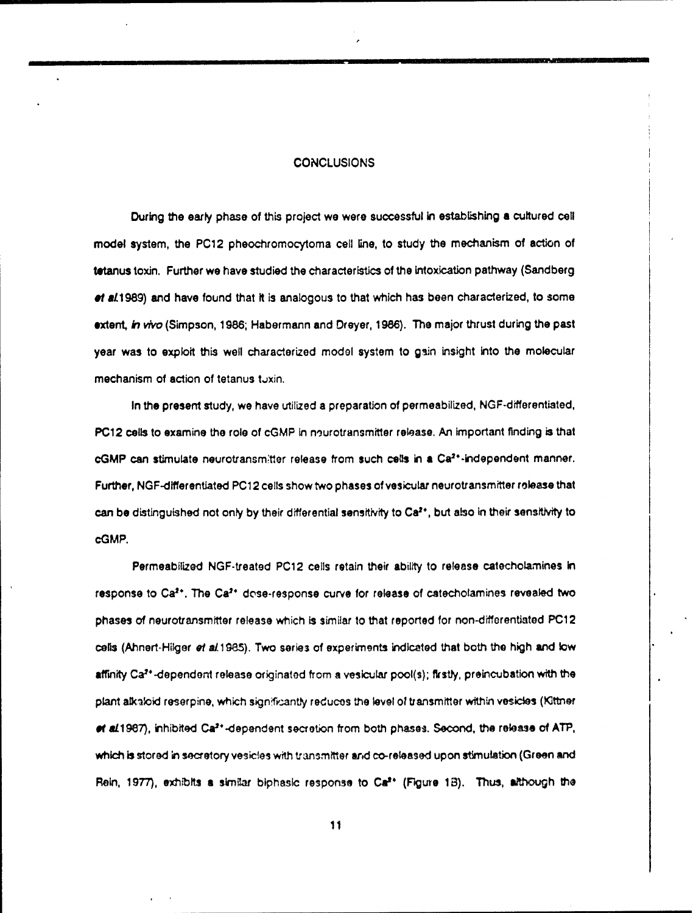## CONCLUSIONS

During the early phase of this project we were successful in establishing a cultured cell model system, the PC12 pheochromocytoma cell line, to study the mechanism of action of tetanus toxin. Further we have studied the characteristics of the intoxication pathway (Sandberg *et al.*1989) and have found that it is analogous to that which has been characterized, to some extent, *in vivo* (Simpson, 1986; Habermann and Dreyer, 1986). The major thrust during the past year was to exploit this well characterized model system to gain insight into the molecular mechanism of action of tetanus toxin.

In the present study, we have utilized a preparation of permeabilized, NGF-differentiated, PC12 cells to examine the role of cGMP in neurotransmitter release. An important finding is that cGMP can stimulate neurotransmitter release from such cells in a $Ca^{2+}$-independent manner. Further, NGF-differentiated PC12 cells show two phases of vesicular neurotransmitter release that can be distinguished not only by their differential sensitivity to $Ca^{2+}$, but also in their sensitivity to cGMP.

Permeabilized NGF-treated PC12 cells retain their ability to release catecholamines in response to $Ca^{2+}$. The $Ca^{2+}$ dose-response curve for release of catecholamines revealed two phases of neurotransmitter release which is similar to that reported for non-differentiated PC12 cells (Ahnert-Hilger *et al.*1985). Two series of experiments indicated that both the high and low affinity $Ca^{2+}$-dependent release originated from a vesicular pool(s); firstly, preincubation with the plant alkaloid reserpine, which significantly reduces the level of transmitter within vesicles (Kittner *et al.*1987), inhibited $Ca^{2+}$-dependent secretion from both phases. Second, the release of ATP, which is stored in secretory vesicles with transmitter and co-released upon stimulation (Green and Rein, 1977), exhibits a similar biphasic response to $Ca^{2+}$ (Figure 1B). Thus, although the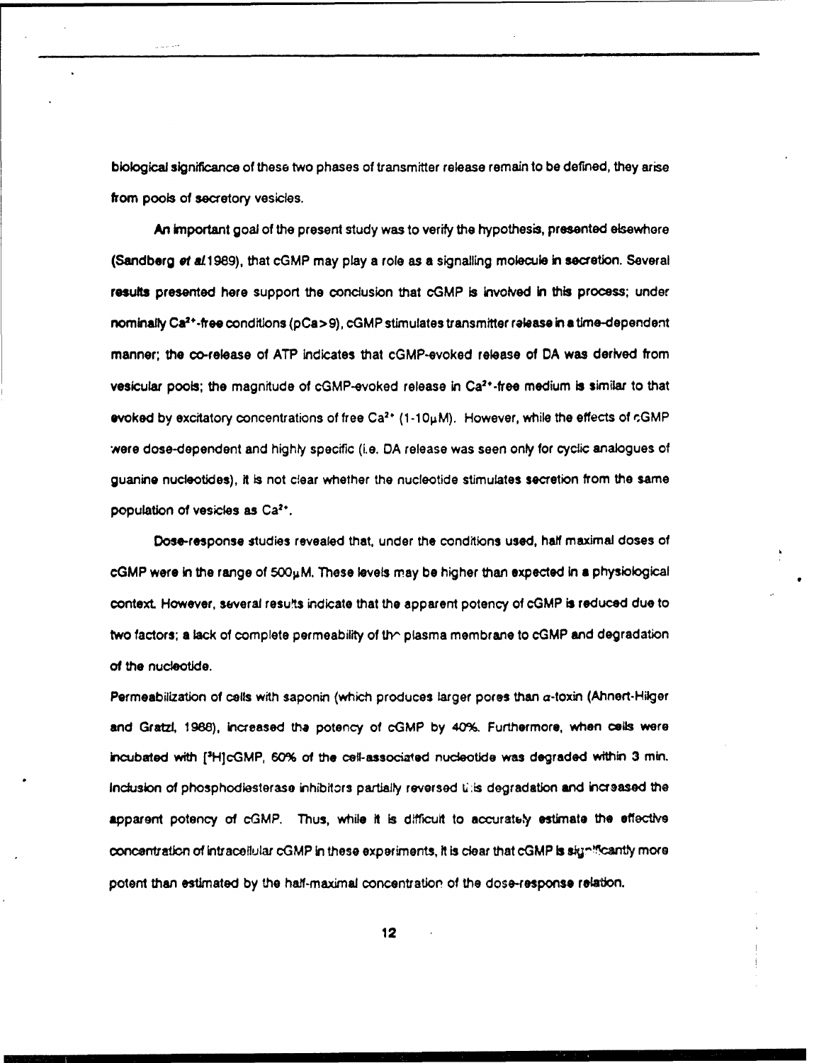biological significance of these two phases of transmitter release remain to be defined, they arise from pools of secretory vesicles.

An important goal of the present study was to verify the hypothesis, presented elsewhere (Sandberg *et al.* 1989), that cGMP may play a role as a signalling molecule in secretion. Several results presented here support the conclusion that cGMP is involved in this process; under nominally $Ca^{2+}$-free conditions (pCa>9), cGMP stimulates transmitter release in a time-dependent manner; the co-release of ATP indicates that cGMP-evoked release of DA was derived from vesicular pools; the magnitude of cGMP-evoked release in $Ca^{2+}$-free medium is similar to that evoked by excitatory concentrations of free $Ca^{2+}$ (1-10μM). However, while the effects of cGMP were dose-dependent and highly specific (i.e. DA release was seen only for cyclic analogues of guanine nucleotides), it is not clear whether the nucleotide stimulates secretion from the same population of vesicles as $Ca^{2+}$.

Dose-response studies revealed that, under the conditions used, half maximal doses of cGMP were in the range of 500μM. These levels may be higher than expected in a physiological context. However, several results indicate that the apparent potency of cGMP is reduced due to two factors; a lack of complete permeability of the plasma membrane to cGMP and degradation of the nucleotide.

Permeabilization of cells with saponin (which produces larger pores than α-toxin (Ahnert-Hilger and Gratzl, 1988), increased the potency of cGMP by 40%. Furthermore, when cells were incubated with [$^{3}$H]cGMP, 60% of the cell-associated nucleotide was degraded within 3 min. Inclusion of phosphodiesterase inhibitors partially reversed this degradation and increased the apparent potency of cGMP. Thus, while it is difficult to accurately estimate the effective concentration of intracellular cGMP in these experiments, it is clear that cGMP is significantly more potent than estimated by the half-maximal concentration of the dose-response relation.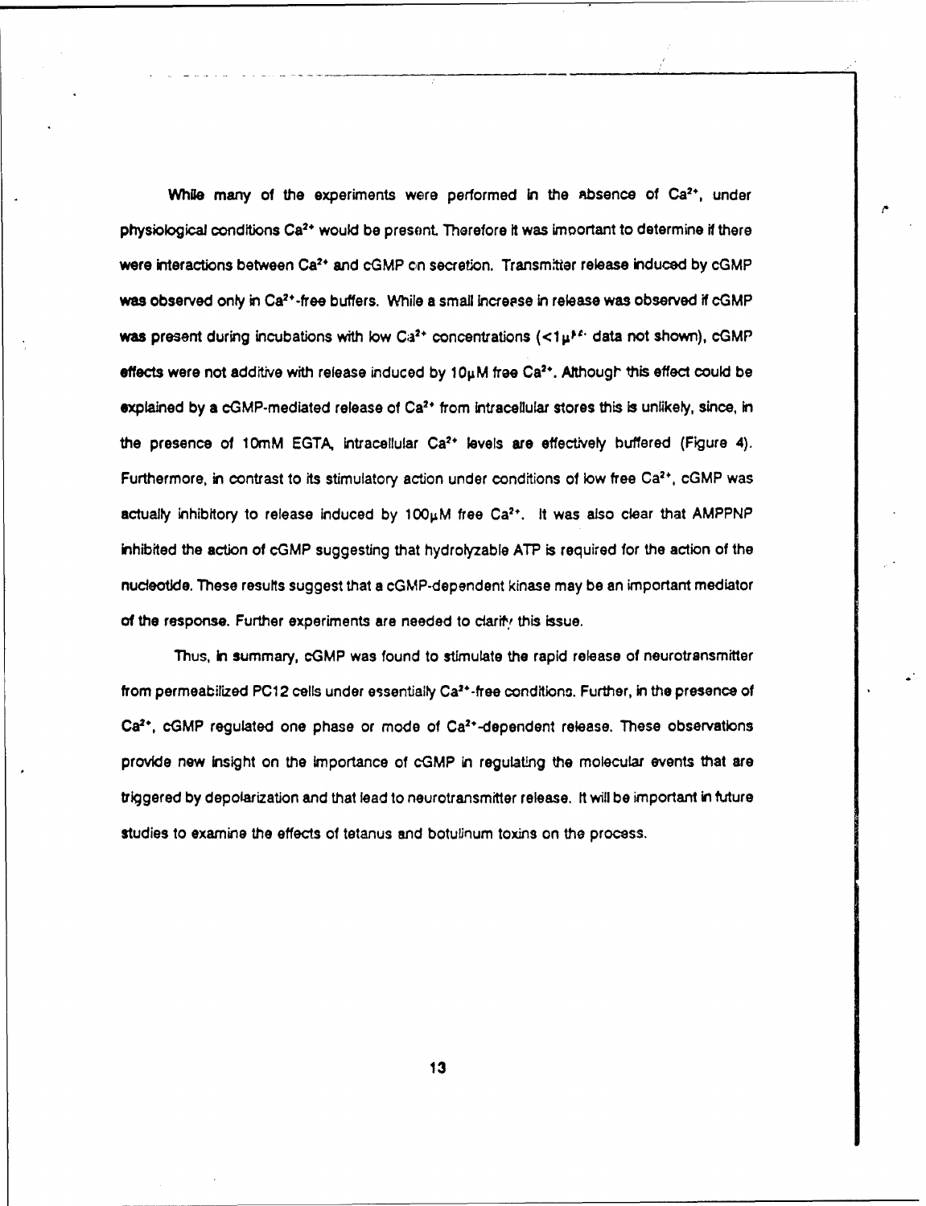While many of the experiments were performed in the absence of $Ca^{2+}$, under physiological conditions $Ca^{2+}$ would be present. Therefore it was important to determine if there were interactions between $Ca^{2+}$ and cGMP on secretion. Transmitter release induced by cGMP was observed only in $Ca^{2+}$-free buffers. While a small increase in release was observed if cGMP was present during incubations with low $Ca^{2+}$ concentrations (<1μM; data not shown), cGMP effects were not additive with release induced by 10μM free $Ca^{2+}$. Although this effect could be explained by a cGMP-mediated release of $Ca^{2+}$ from intracellular stores this is unlikely, since, in the presence of 10mM EGTA, intracellular $Ca^{2+}$ levels are effectively buffered (Figure 4). Furthermore, in contrast to its stimulatory action under conditions of low free $Ca^{2+}$, cGMP was actually inhibitory to release induced by 100μM free $Ca^{2+}$. It was also clear that AMPPNP inhibited the action of cGMP suggesting that hydrolyzable ATP is required for the action of the nucleotide. These results suggest that a cGMP-dependent kinase may be an important mediator of the response. Further experiments are needed to clarify this issue.

Thus, in summary, cGMP was found to stimulate the rapid release of neurotransmitter from permeabilized PC12 cells under essentially $Ca^{2+}$-free conditions. Further, in the presence of $Ca^{2+}$, cGMP regulated one phase or mode of $Ca^{2+}$-dependent release. These observations provide new insight on the importance of cGMP in regulating the molecular events that are triggered by depolarization and that lead to neurotransmitter release. It will be important in future studies to examine the effects of tetanus and botulinum toxins on the process.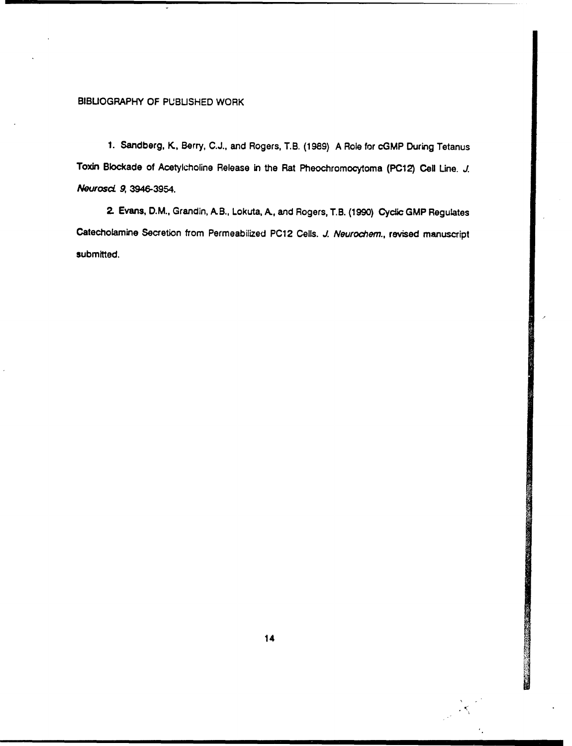# BIBLIOGRAPHY OF PUBLISHED WORK

1. Sandberg, K., Berry, C.J., and Rogers, T.B. (1989) A Role for cGMP During Tetanus Toxin Blockade of Acetylcholine Release in the Rat Pheochromocytoma (PC12) Cell Line. *J. Neurosci.* *9*, 3946-3954.

2. Evans, D.M., Grandin, A.B., Lokuta, A., and Rogers, T.B. (1990) Cyclic GMP Regulates Catecholamine Secretion from Permeabilized PC12 Cells. *J. Neurochem.*, revised manuscript submitted.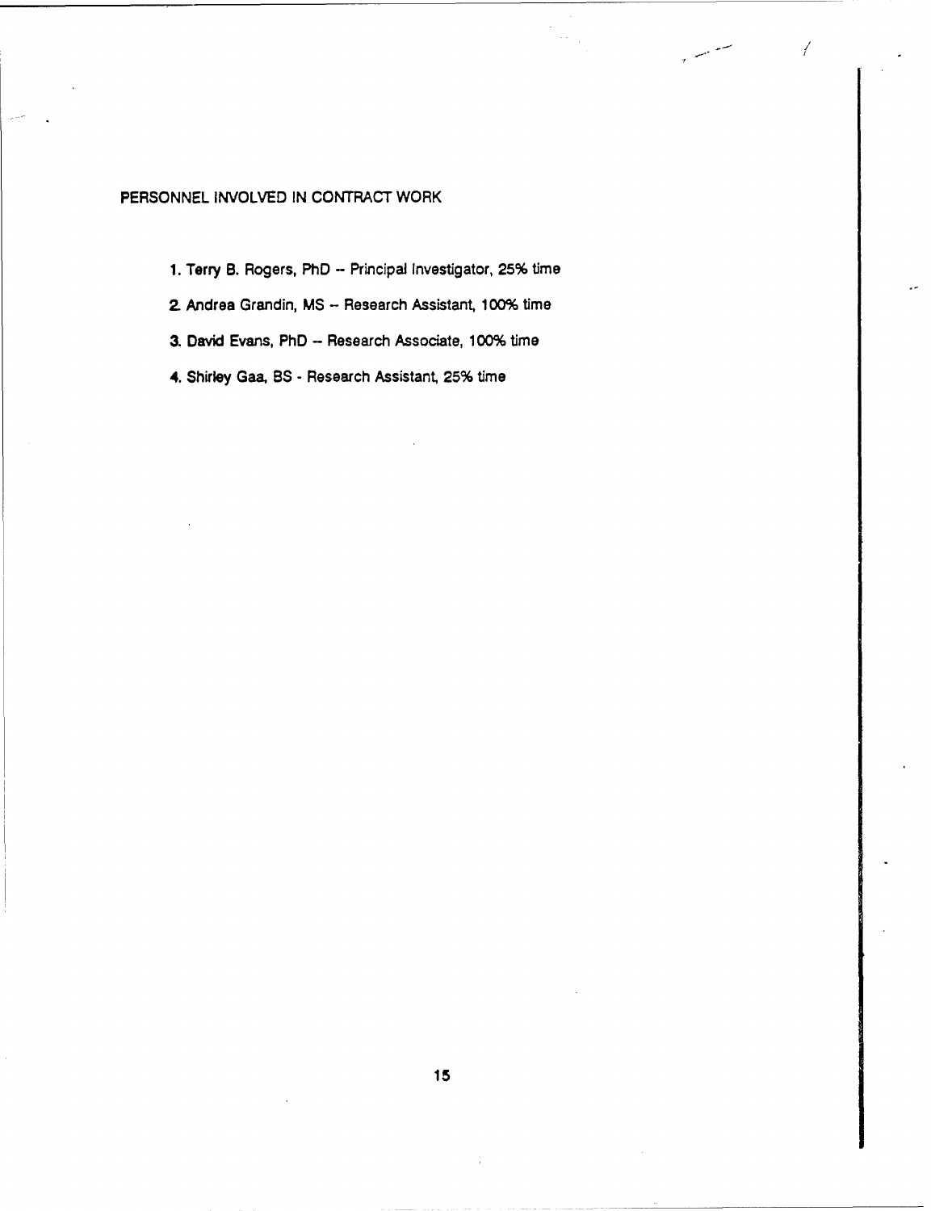## PERSONNEL INVOLVED IN CONTRACT WORK

1. Terry B. Rogers, PhD -- Principal Investigator, 25% time
2. Andrea Grandin, MS -- Research Assistant, 100% time
3. David Evans, PhD -- Research Associate, 100% time
4. Shirley Gaa, BS - Research Assistant, 25% time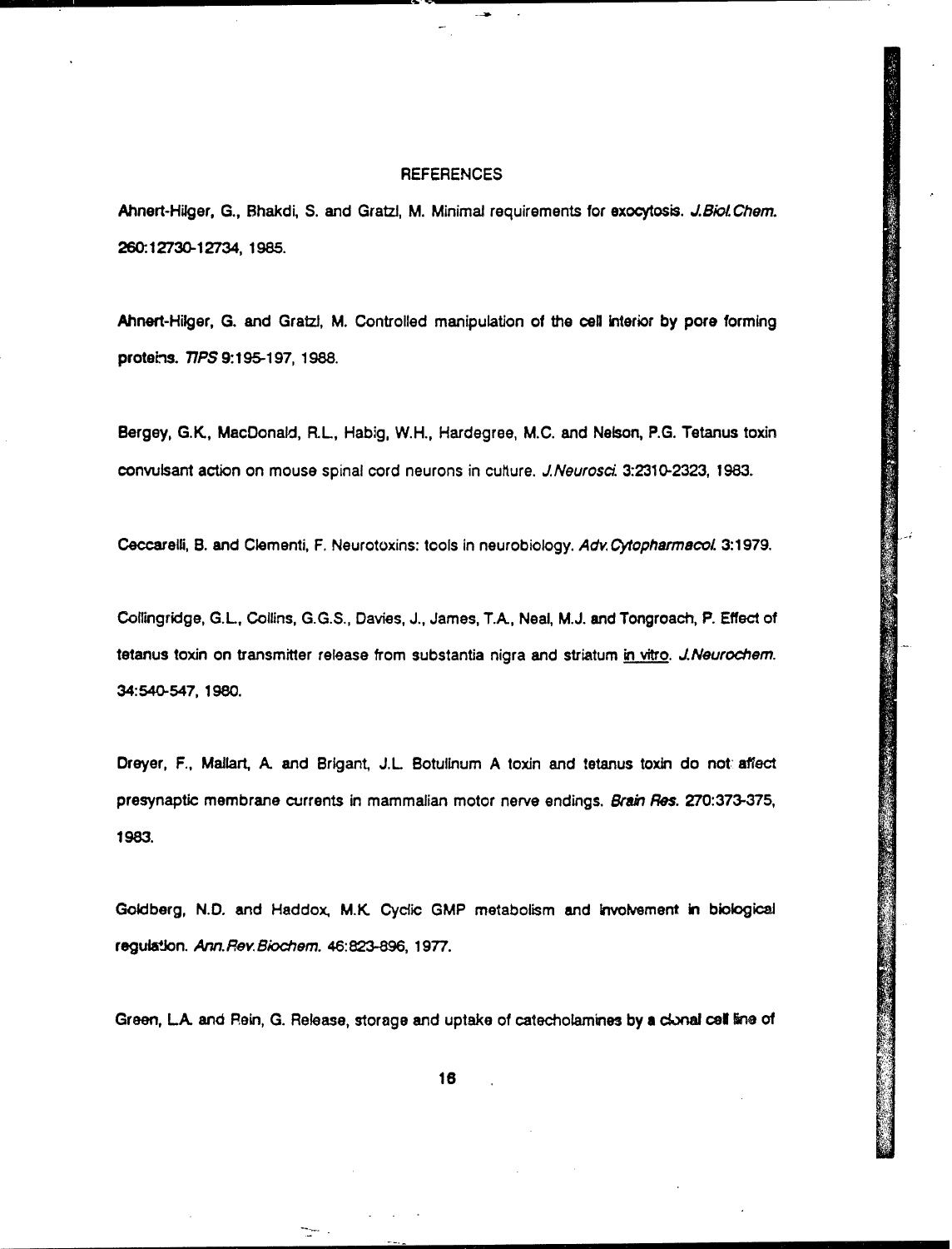# REFERENCES

Ahnert-Hilger, G., Bhakdi, S. and Gratzl, M. Minimal requirements for exocytosis. *J.Biol.Chem.* 260:12730-12734, 1985.

Ahnert-Hilger, G. and Gratzl, M. Controlled manipulation of the cell interior by pore forming proteins. *TIPS* 9:195-197, 1988.

Bergey, G.K., MacDonald, R.L., Habig, W.H., Hardegree, M.C. and Nelson, P.G. Tetanus toxin convulsant action on mouse spinal cord neurons in culture. *J.Neurosci.* 3:2310-2323, 1983.

Ceccarelli, B. and Clementi, F. Neurotoxins: tools in neurobiology. *Adv.Cytopharmacol.* 3:1979.

Collingridge, G.L., Collins, G.G.S., Davies, J., James, T.A., Neal, M.J. and Tongroach, P. Effect of tetanus toxin on transmitter release from substantia nigra and striatum in vitro. *J.Neurochem.* 34:540-547, 1980.

Dreyer, F., Mallart, A. and Brigant, J.L. Botulinum A toxin and tetanus toxin do not affect presynaptic membrane currents in mammalian motor nerve endings. *Brain Res.* 270:373-375, 1983.

Goldberg, N.D. and Haddox, M.K. Cyclic GMP metabolism and involvement in biological regulation. *Ann.Rev.Biochem.* 46:823-896, 1977.

Green, L.A. and Rein, G. Release, storage and uptake of catecholamines by a clonal cell line of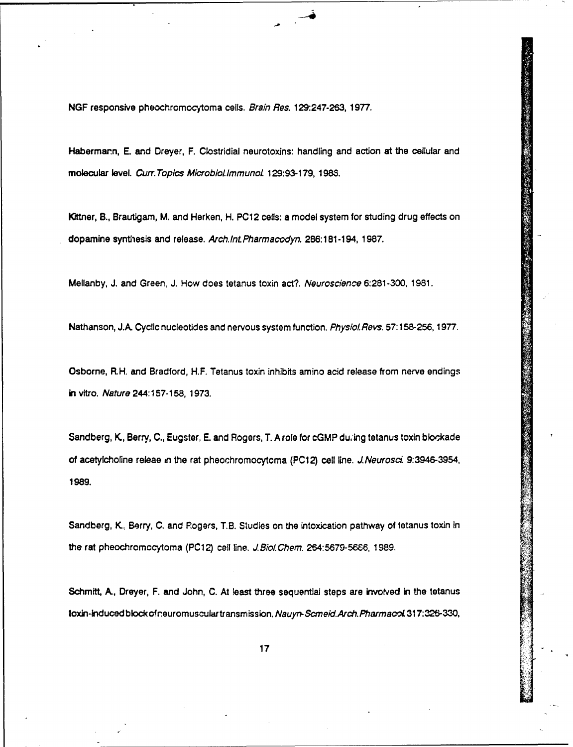NGF responsive pheochromocytoma cells. *Brain Res.* 129:247-263, 1977.

Habermann, E. and Dreyer, F. Clostridial neurotoxins: handling and action at the cellular and molecular level. *Curr.Topics Microbiol.Immunol.* 129:93-179, 1986.

Kittner, B., Brautigam, M. and Herken, H. PC12 cells: a model system for studing drug effects on dopamine synthesis and release. *Arch.Int.Pharmacodyn.* 286:181-194, 1987.

Mellanby, J. and Green, J. How does tetanus toxin act?. *Neuroscience* 6:281-300, 1981.

Nathanson, J.A. Cyclic nucleotides and nervous system function. *Physiol.Revs.* 57:158-256, 1977.

Osborne, R.H. and Bradford, H.F. Tetanus toxin inhibits amino acid release from nerve endings in vitro. *Nature* 244:157-158, 1973.

Sandberg, K., Berry, C., Eugster, E. and Rogers, T. A role for cGMP during tetanus toxin blockade of acetylcholine releae in the rat pheochromocytoma (PC12) cell line. *J.Neurosci.* 9:3946-3954, 1989.

Sandberg, K., Berry, C. and Rogers, T.B. Studies on the intoxication pathway of tetanus toxin in the rat pheochromocytoma (PC12) cell line. *J.Biol.Chem.* 264:5679-5686, 1989.

Schmitt, A., Dreyer, F. and John, C. At least three sequential steps are involved in the tetanus toxin-induced block of neuromuscular transmission. *Nauyn-Scmeid.Arch.Pharmacol.* 317:326-330,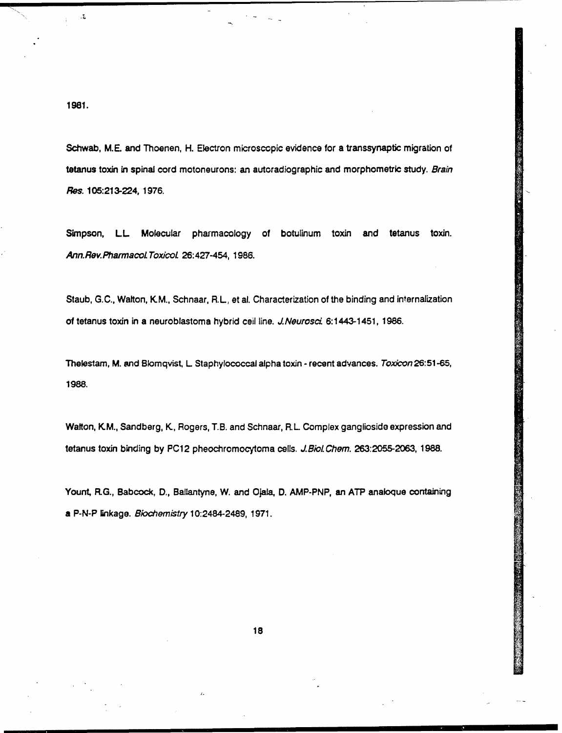1981.

Schwab, M.E. and Thoenen, H. Electron microscopic evidence for a transsynaptic migration of tetanus toxin in spinal cord motoneurons: an autoradiographic and morphometric study. *Brain Res.* 105:213-224, 1976.

Simpson, L.L. Molecular pharmacology of botulinum toxin and tetanus toxin. *Ann.Rev.Pharmacol.Toxicol.* 26:427-454, 1986.

Staub, G.C., Walton, K.M., Schnaar, R.L., et al. Characterization of the binding and internalization of tetanus toxin in a neuroblastoma hybrid cell line. *J.Neurosci.* 6:1443-1451, 1986.

Thelestam, M. and Blomqvist, L. Staphylococcal alpha toxin - recent advances. *Toxicon* 26:51-65, 1988.

Walton, K.M., Sandberg, K., Rogers, T.B. and Schnaar, R.L. Complex ganglioside expression and tetanus toxin binding by PC12 pheochromocytoma cells. *J.Biol.Chem.* 263:2055-2063, 1988.

Yount, R.G., Babcock, D., Ballantyne, W. and Ojala, D. AMP-PNP, an ATP analogue containing a P-N-P linkage. *Biochemistry* 10:2484-2489, 1971.